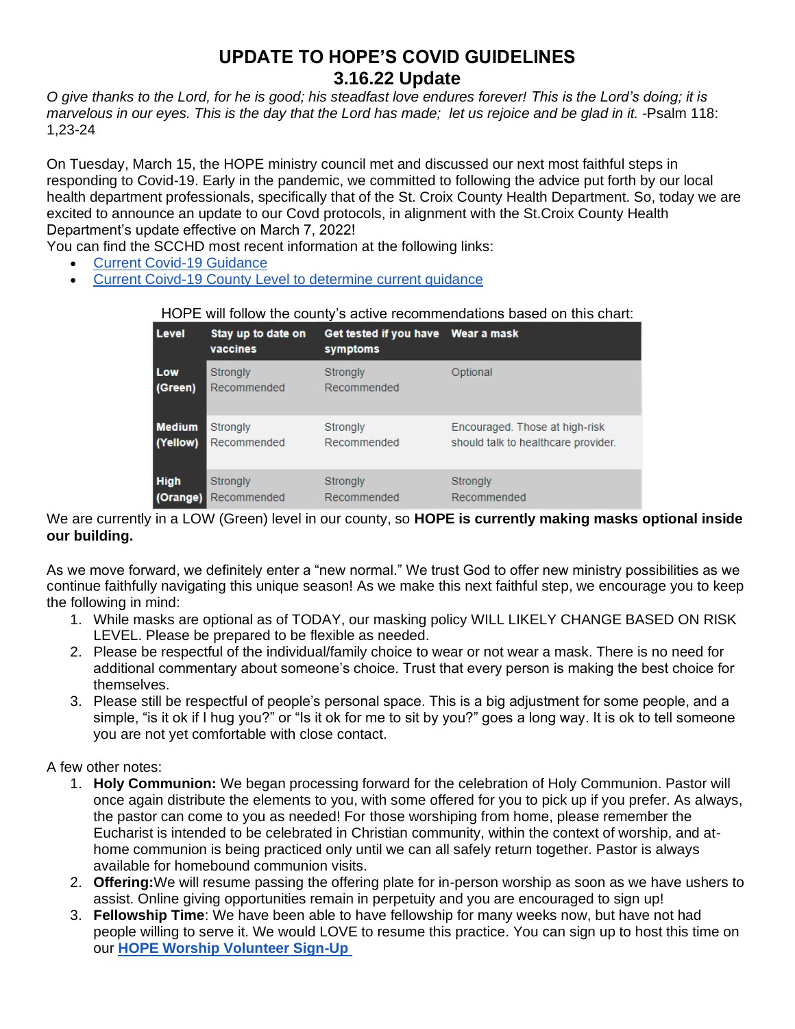# UPDATE TO HOPE'S COVID GUIDELINES

## 3.16.22 Update

*O give thanks to the Lord, for he is good; his steadfast love endures forever! This is the Lord's doing; it is marvelous in our eyes. This is the day that the Lord has made; let us rejoice and be glad in it.* -Psalm 118: 1,23-24

On Tuesday, March 15, the HOPE ministry council met and discussed our next most faithful steps in responding to Covid-19. Early in the pandemic, we committed to following the advice put forth by our local health department professionals, specifically that of the St. Croix County Health Department. So, today we are excited to announce an update to our Covd protocols, in alignment with the St.Croix County Health Department's update effective on March 7, 2022!

You can find the SCCHD most recent information at the following links:

- Current Covid-19 Guidance
- Current Coivd-19 County Level to determine current guidance

HOPE will follow the county's active recommendations based on this chart:

| Level | Stay up to date on vaccines | Get tested if you have symptoms | Wear a mask |
|---|---|---|---|
| Low (Green) | Strongly Recommended | Strongly Recommended | Optional |
| Medium (Yellow) | Strongly Recommended | Strongly Recommended | Encouraged. Those at high-risk should talk to healthcare provider. |
| High (Orange) | Strongly Recommended | Strongly Recommended | Strongly Recommended |

We are currently in a LOW (Green) level in our county, so **HOPE is currently making masks optional inside our building.**

As we move forward, we definitely enter a "new normal." We trust God to offer new ministry possibilities as we continue faithfully navigating this unique season! As we make this next faithful step, we encourage you to keep the following in mind:

1. While masks are optional as of TODAY, our masking policy WILL LIKELY CHANGE BASED ON RISK LEVEL. Please be prepared to be flexible as needed.
2. Please be respectful of the individual/family choice to wear or not wear a mask. There is no need for additional commentary about someone's choice. Trust that every person is making the best choice for themselves.
3. Please still be respectful of people's personal space. This is a big adjustment for some people, and a simple, "is it ok if I hug you?" or "Is it ok for me to sit by you?" goes a long way. It is ok to tell someone you are not yet comfortable with close contact.

A few other notes:

1. **Holy Communion:** We began processing forward for the celebration of Holy Communion. Pastor will once again distribute the elements to you, with some offered for you to pick up if you prefer. As always, the pastor can come to you as needed! For those worshiping from home, please remember the Eucharist is intended to be celebrated in Christian community, within the context of worship, and at-home communion is being practiced only until we can all safely return together. Pastor is always available for homebound communion visits.
2. **Offering:**We will resume passing the offering plate for in-person worship as soon as we have ushers to assist. Online giving opportunities remain in perpetuity and you are encouraged to sign up!
3. **Fellowship Time**: We have been able to have fellowship for many weeks now, but have not had people willing to serve it. We would LOVE to resume this practice. You can sign up to host this time on our **HOPE Worship Volunteer Sign-Up**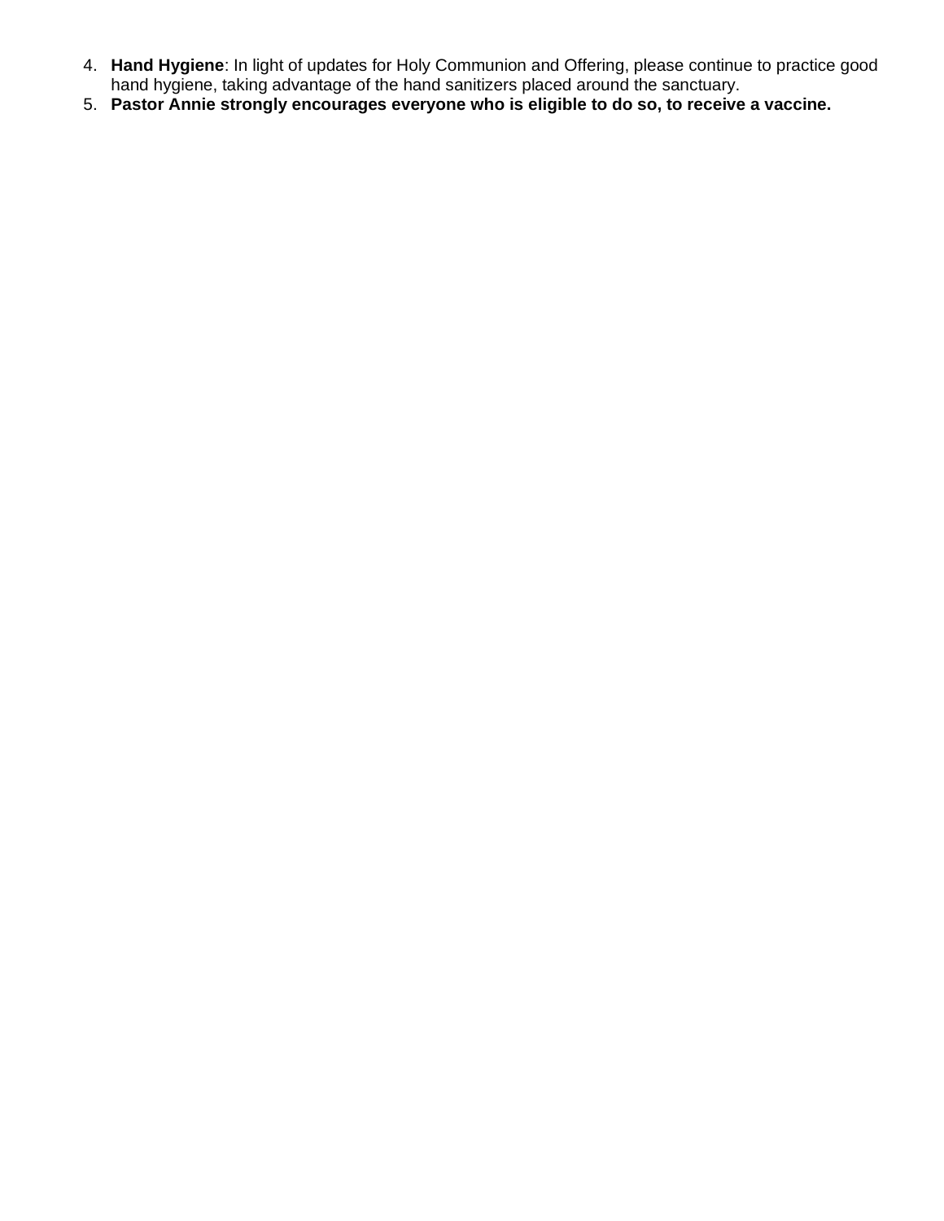4. **Hand Hygiene**: In light of updates for Holy Communion and Offering, please continue to practice good hand hygiene, taking advantage of the hand sanitizers placed around the sanctuary.
5. **Pastor Annie strongly encourages everyone who is eligible to do so, to receive a vaccine.**